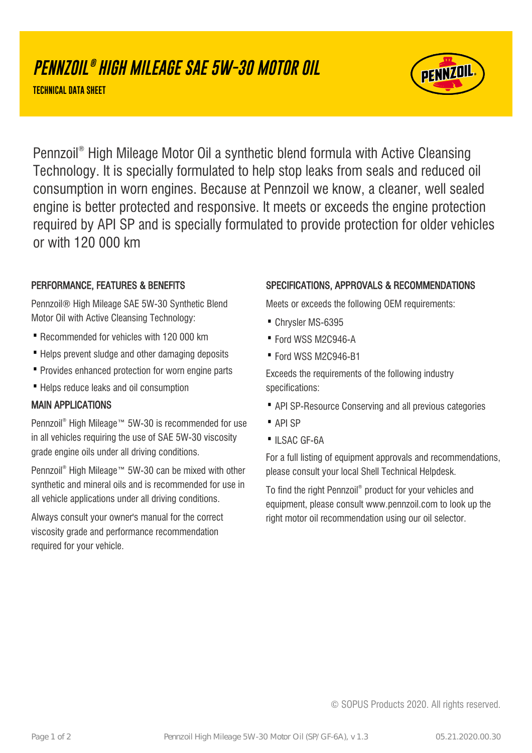# PENNZOIL® HIGH MILEAGE SAE 5W-30 MOTOR OIL

**TECHNICAL DATA SHEET**

Pennzoil® High Mileage Motor Oil a synthetic blend formula with Active Cleansing Technology. It is specially formulated to help stop leaks from seals and reduced oil consumption in worn engines. Because at Pennzoil we know, a cleaner, well sealed engine is better protected and responsive. It meets or exceeds the engine protection required by API SP and is specially formulated to provide protection for older vehicles or with 120 000 km

## PERFORMANCE, FEATURES & BENEFITS

Pennzoil® High Mileage SAE 5W-30 Synthetic Blend Motor Oil with Active Cleansing Technology:

- Recommended for vehicles with 120 000 km
- Helps prevent sludge and other damaging deposits
- Provides enhanced protection for worn engine parts
- Helps reduce leaks and oil consumption

## MAIN APPLICATIONS

Pennzoil® High Mileage™ 5W-30 is recommended for use in all vehicles requiring the use of SAE 5W-30 viscosity grade engine oils under all driving conditions.

Pennzoil® High Mileage™ 5W-30 can be mixed with other synthetic and mineral oils and is recommended for use in all vehicle applications under all driving conditions.

Always consult your owner's manual for the correct viscosity grade and performance recommendation required for your vehicle.

## SPECIFICATIONS, APPROVALS & RECOMMENDATIONS

Meets or exceeds the following OEM requirements:

- Chrysler MS-6395
- Ford WSS M2C946-A
- Ford WSS M2C946-B1

Exceeds the requirements of the following industry specifications:

- API SP-Resource Conserving and all previous categories
- API SP
- ILSAC GF-6A

For a full listing of equipment approvals and recommendations, please consult your local Shell Technical Helpdesk.

To find the right Pennzoil® product for your vehicles and equipment, please consult www.pennzoil.com to look up the right motor oil recommendation using our oil selector.

© SOPUS Products 2020. All rights reserved.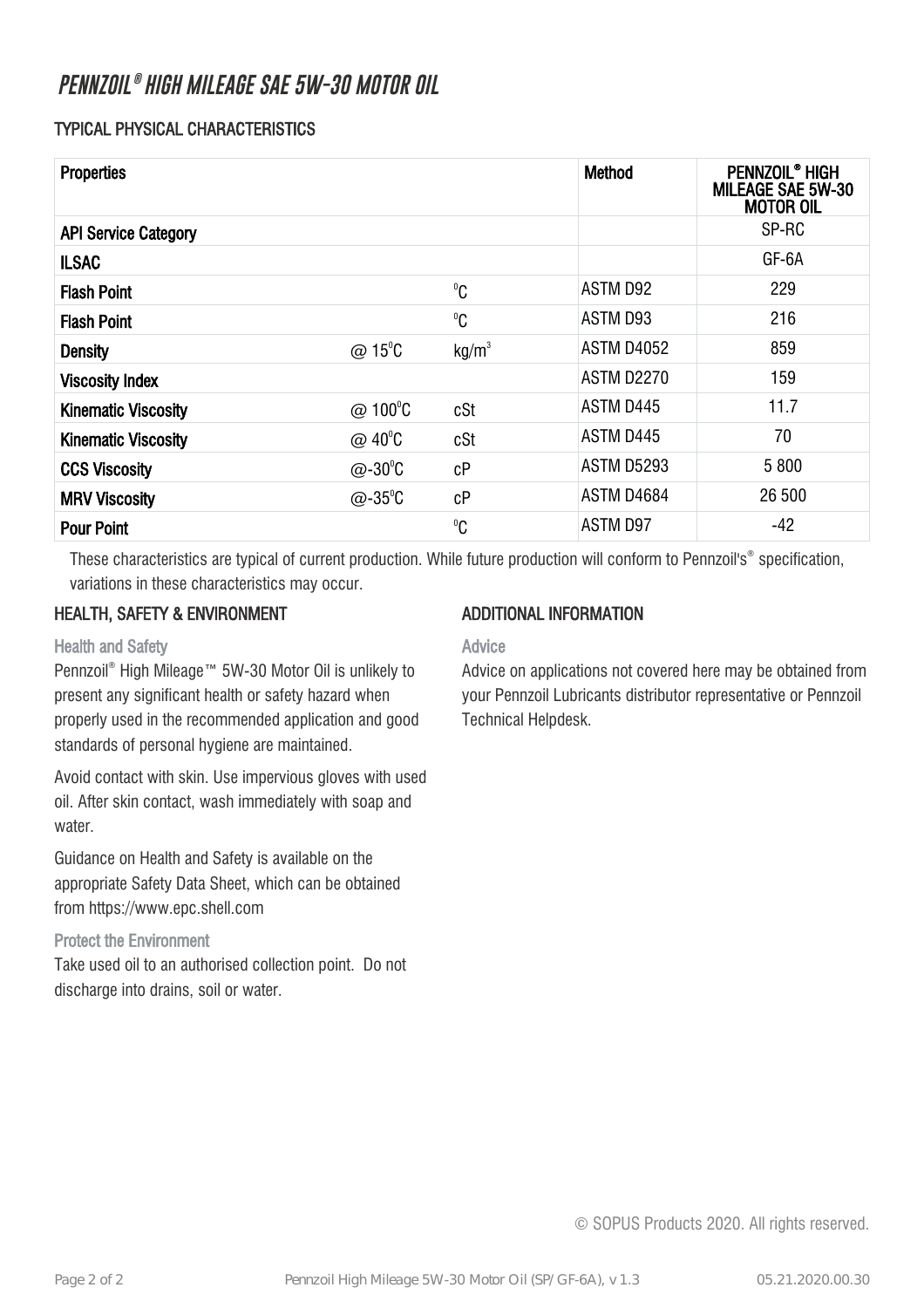# PENNZOIL® HIGH MILEAGE SAE 5W-30 MOTOR OIL

## TYPICAL PHYSICAL CHARACTERISTICS

| Properties | | | Method | PENNZOIL® HIGH MILEAGE SAE 5W-30 MOTOR OIL |
|---|---|---|---|---|
| API Service Category | | | | SP-RC |
| ILSAC | | | | GF-6A |
| Flash Point | | ⁰C | ASTM D92 | 229 |
| Flash Point | | ⁰C | ASTM D93 | 216 |
| Density | @ 15⁰C | $kg/m^3$ | ASTM D4052 | 859 |
| Viscosity Index | | | ASTM D2270 | 159 |
| Kinematic Viscosity | @ 100⁰C | cSt | ASTM D445 | 11.7 |
| Kinematic Viscosity | @ 40⁰C | cSt | ASTM D445 | 70 |
| CCS Viscosity | @-30⁰C | cP | ASTM D5293 | 5 800 |
| MRV Viscosity | @-35⁰C | cP | ASTM D4684 | 26 500 |
| Pour Point | | ⁰C | ASTM D97 | -42 |

These characteristics are typical of current production. While future production will conform to Pennzoil's® specification, variations in these characteristics may occur.

## HEALTH, SAFETY & ENVIRONMENT

### Health and Safety

Pennzoil® High Mileage™ 5W-30 Motor Oil is unlikely to present any significant health or safety hazard when properly used in the recommended application and good standards of personal hygiene are maintained.

Avoid contact with skin. Use impervious gloves with used oil. After skin contact, wash immediately with soap and water.

Guidance on Health and Safety is available on the appropriate Safety Data Sheet, which can be obtained from https://www.epc.shell.com

### Protect the Environment

Take used oil to an authorised collection point. Do not discharge into drains, soil or water.

## ADDITIONAL INFORMATION

### Advice

Advice on applications not covered here may be obtained from your Pennzoil Lubricants distributor representative or Pennzoil Technical Helpdesk.

© SOPUS Products 2020. All rights reserved.